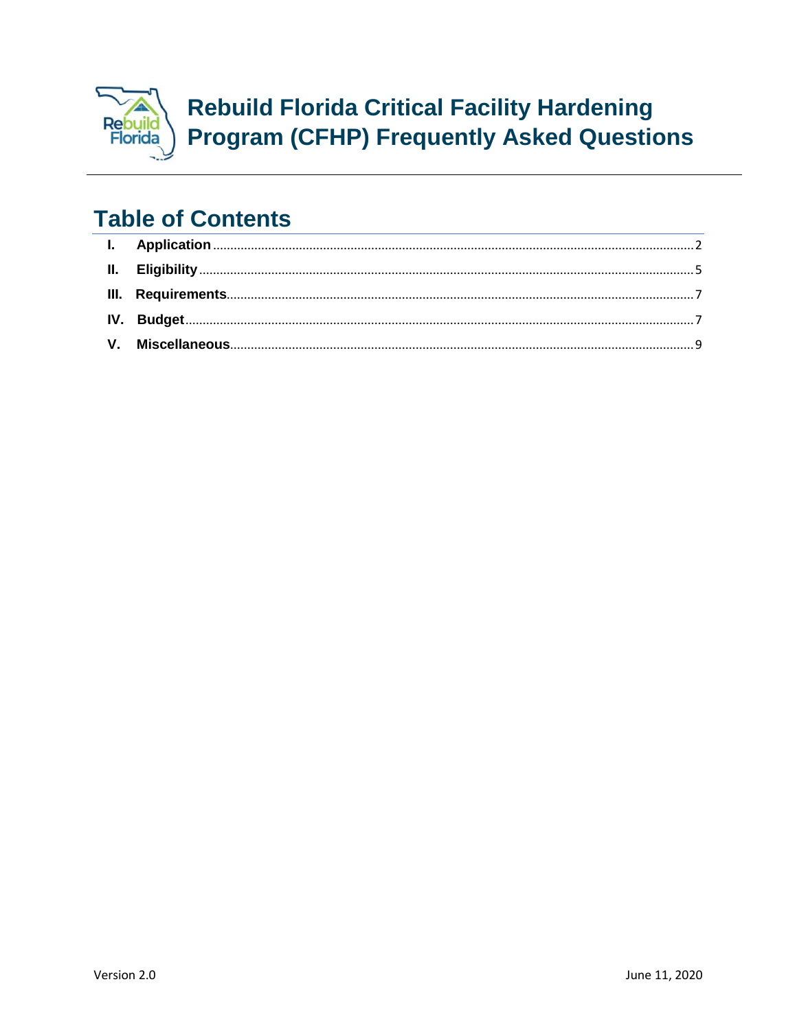# Rebuild Florida Critical Facility Hardening Program (CFHP) Frequently Asked Questions

## Table of Contents

I. **Application** .......... 2

II. **Eligibility** .......... 5

III. **Requirements** .......... 7

IV. **Budget** .......... 7

V. **Miscellaneous** .......... 9

Version 2.0

June 11, 2020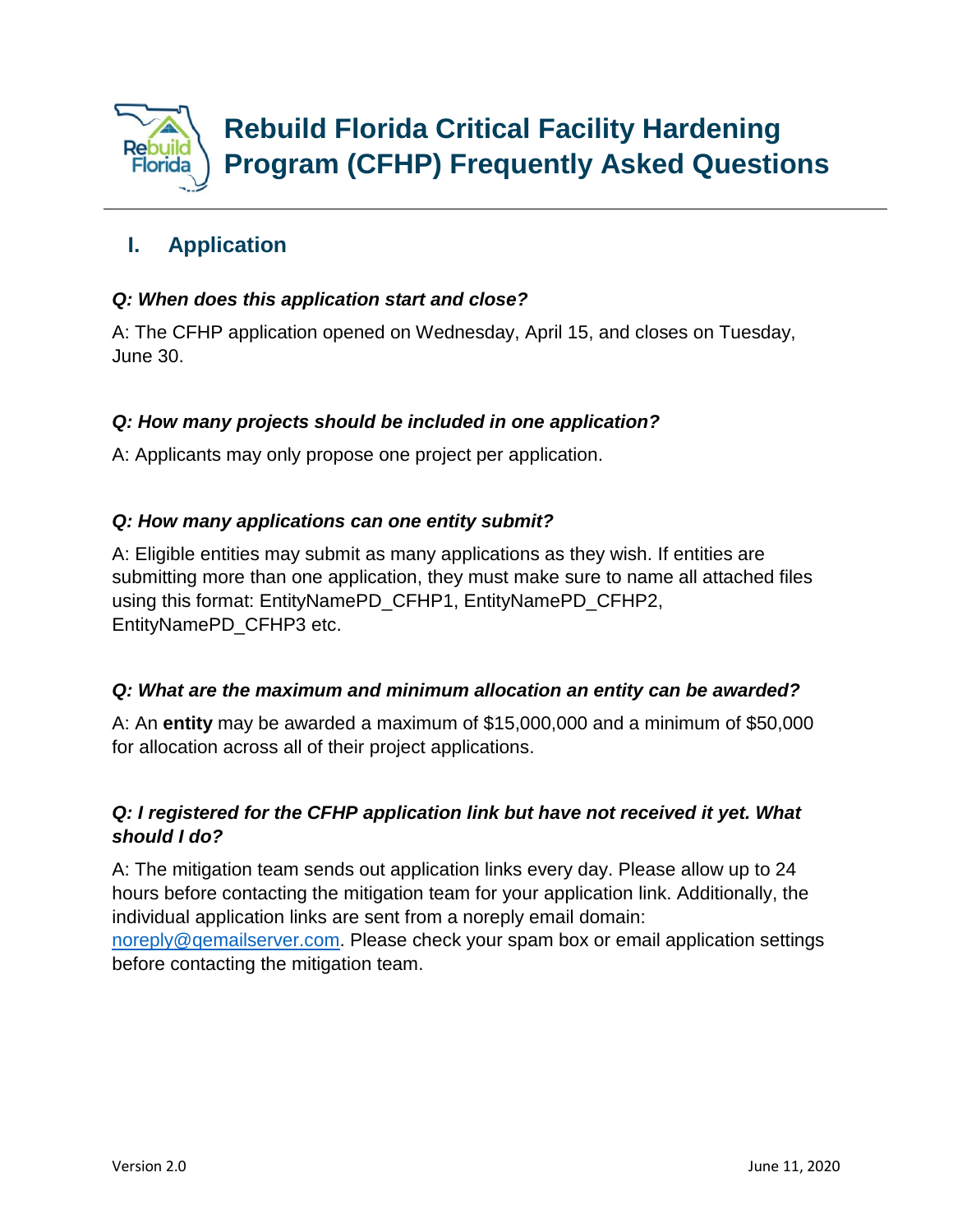# Rebuild Florida Critical Facility Hardening Program (CFHP) Frequently Asked Questions

## I. Application

***Q: When does this application start and close?***

A: The CFHP application opened on Wednesday, April 15, and closes on Tuesday, June 30.

***Q: How many projects should be included in one application?***

A: Applicants may only propose one project per application.

***Q: How many applications can one entity submit?***

A: Eligible entities may submit as many applications as they wish. If entities are submitting more than one application, they must make sure to name all attached files using this format: EntityNamePD_CFHP1, EntityNamePD_CFHP2, EntityNamePD_CFHP3 etc.

***Q: What are the maximum and minimum allocation an entity can be awarded?***

A: An **entity** may be awarded a maximum of $15,000,000 and a minimum of $50,000 for allocation across all of their project applications.

***Q: I registered for the CFHP application link but have not received it yet. What should I do?***

A: The mitigation team sends out application links every day. Please allow up to 24 hours before contacting the mitigation team for your application link. Additionally, the individual application links are sent from a noreply email domain: noreply@qemailserver.com. Please check your spam box or email application settings before contacting the mitigation team.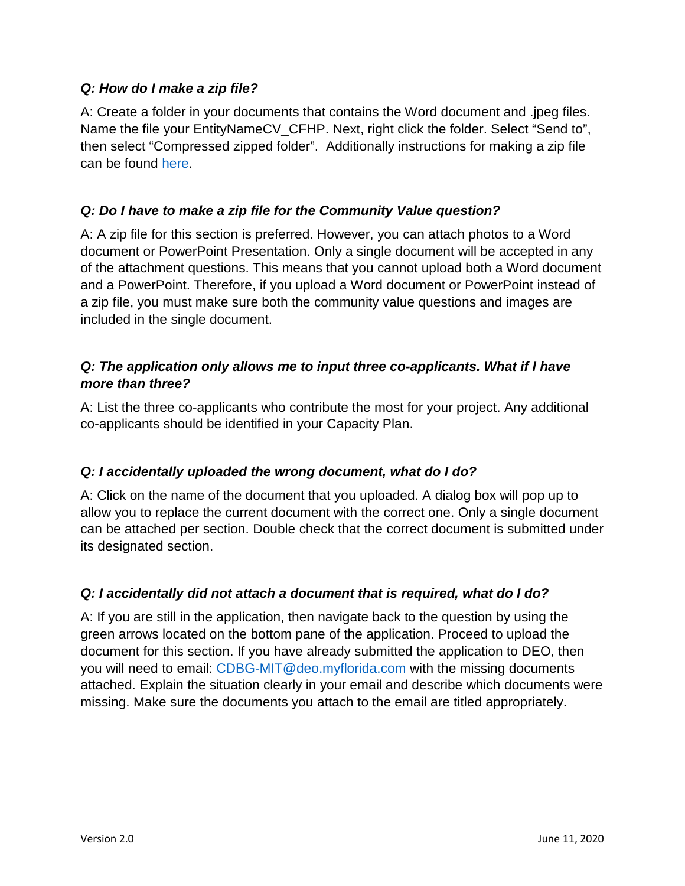***Q: How do I make a zip file?***

A: Create a folder in your documents that contains the Word document and .jpeg files. Name the file your EntityNameCV_CFHP. Next, right click the folder. Select "Send to", then select "Compressed zipped folder". Additionally instructions for making a zip file can be found [here](#).

***Q: Do I have to make a zip file for the Community Value question?***

A: A zip file for this section is preferred. However, you can attach photos to a Word document or PowerPoint Presentation. Only a single document will be accepted in any of the attachment questions. This means that you cannot upload both a Word document and a PowerPoint. Therefore, if you upload a Word document or PowerPoint instead of a zip file, you must make sure both the community value questions and images are included in the single document.

***Q: The application only allows me to input three co-applicants. What if I have more than three?***

A: List the three co-applicants who contribute the most for your project. Any additional co-applicants should be identified in your Capacity Plan.

***Q: I accidentally uploaded the wrong document, what do I do?***

A: Click on the name of the document that you uploaded. A dialog box will pop up to allow you to replace the current document with the correct one. Only a single document can be attached per section. Double check that the correct document is submitted under its designated section.

***Q: I accidentally did not attach a document that is required, what do I do?***

A: If you are still in the application, then navigate back to the question by using the green arrows located on the bottom pane of the application. Proceed to upload the document for this section. If you have already submitted the application to DEO, then you will need to email: [CDBG-MIT@deo.myflorida.com](mailto:CDBG-MIT@deo.myflorida.com) with the missing documents attached. Explain the situation clearly in your email and describe which documents were missing. Make sure the documents you attach to the email are titled appropriately.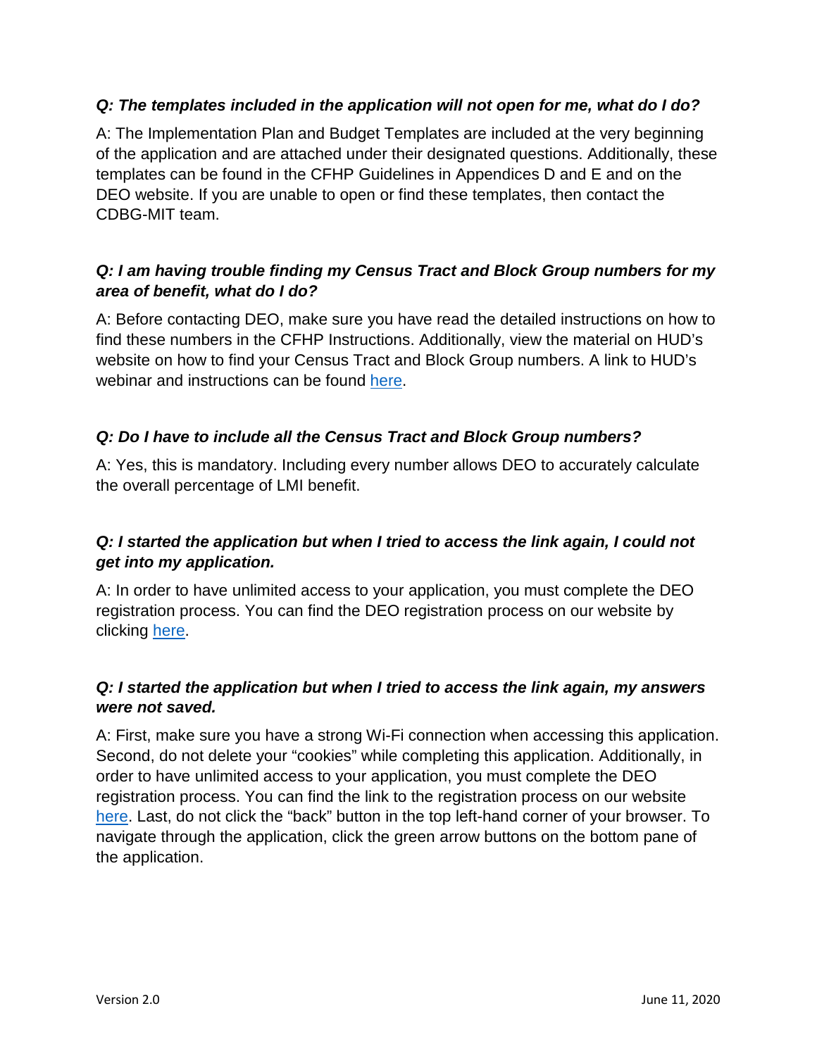***Q: The templates included in the application will not open for me, what do I do?***

A: The Implementation Plan and Budget Templates are included at the very beginning of the application and are attached under their designated questions. Additionally, these templates can be found in the CFHP Guidelines in Appendices D and E and on the DEO website. If you are unable to open or find these templates, then contact the CDBG-MIT team.

***Q: I am having trouble finding my Census Tract and Block Group numbers for my area of benefit, what do I do?***

A: Before contacting DEO, make sure you have read the detailed instructions on how to find these numbers in the CFHP Instructions. Additionally, view the material on HUD's website on how to find your Census Tract and Block Group numbers. A link to HUD's webinar and instructions can be found here.

***Q: Do I have to include all the Census Tract and Block Group numbers?***

A: Yes, this is mandatory. Including every number allows DEO to accurately calculate the overall percentage of LMI benefit.

***Q: I started the application but when I tried to access the link again, I could not get into my application.***

A: In order to have unlimited access to your application, you must complete the DEO registration process. You can find the DEO registration process on our website by clicking here.

***Q: I started the application but when I tried to access the link again, my answers were not saved.***

A: First, make sure you have a strong Wi-Fi connection when accessing this application. Second, do not delete your "cookies" while completing this application. Additionally, in order to have unlimited access to your application, you must complete the DEO registration process. You can find the link to the registration process on our website here. Last, do not click the "back" button in the top left-hand corner of your browser. To navigate through the application, click the green arrow buttons on the bottom pane of the application.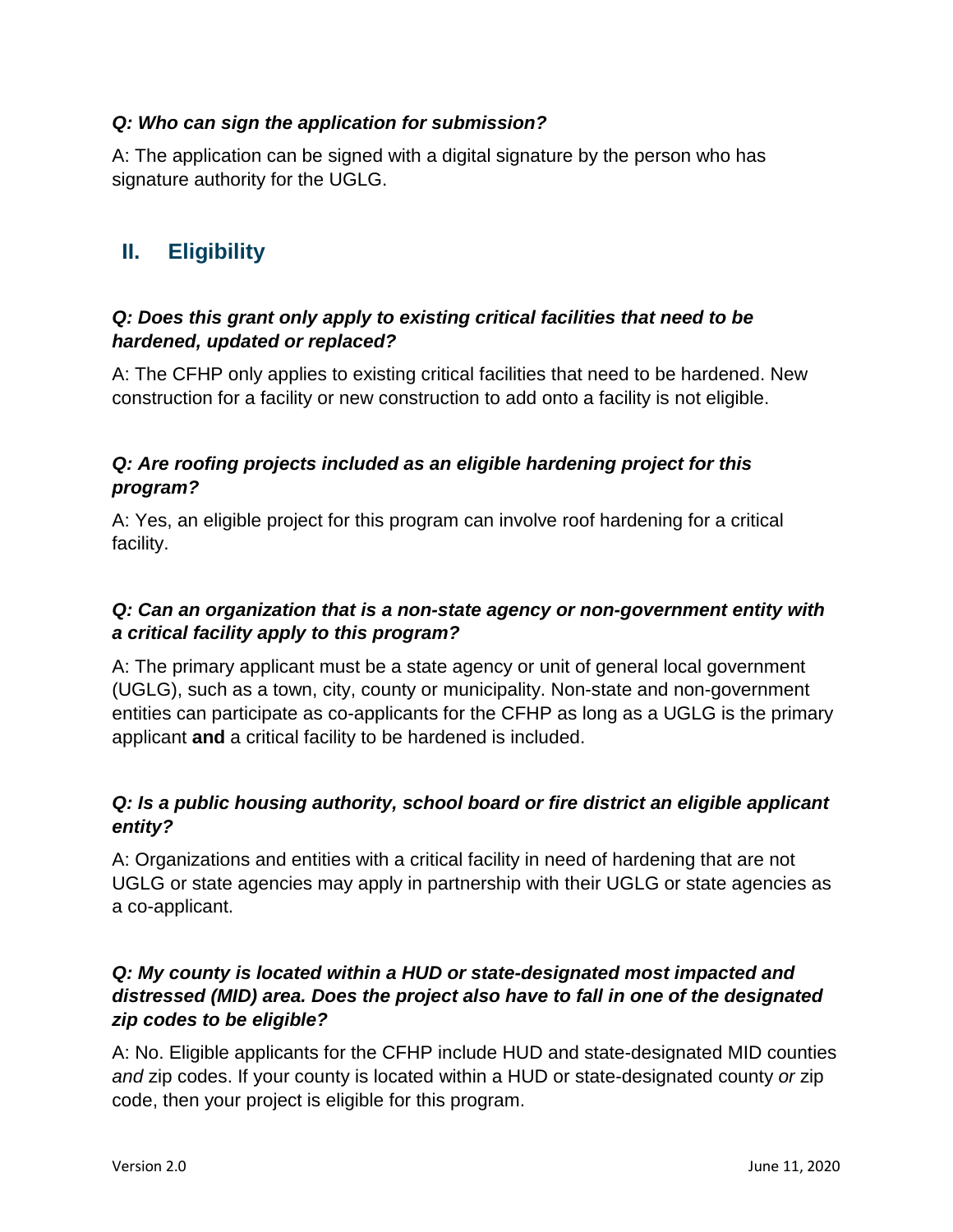***Q: Who can sign the application for submission?***

A: The application can be signed with a digital signature by the person who has signature authority for the UGLG.

## II. Eligibility

***Q: Does this grant only apply to existing critical facilities that need to be hardened, updated or replaced?***

A: The CFHP only applies to existing critical facilities that need to be hardened. New construction for a facility or new construction to add onto a facility is not eligible.

***Q: Are roofing projects included as an eligible hardening project for this program?***

A: Yes, an eligible project for this program can involve roof hardening for a critical facility.

***Q: Can an organization that is a non-state agency or non-government entity with a critical facility apply to this program?***

A: The primary applicant must be a state agency or unit of general local government (UGLG), such as a town, city, county or municipality. Non-state and non-government entities can participate as co-applicants for the CFHP as long as a UGLG is the primary applicant **and** a critical facility to be hardened is included.

***Q: Is a public housing authority, school board or fire district an eligible applicant entity?***

A: Organizations and entities with a critical facility in need of hardening that are not UGLG or state agencies may apply in partnership with their UGLG or state agencies as a co-applicant.

***Q: My county is located within a HUD or state-designated most impacted and distressed (MID) area. Does the project also have to fall in one of the designated zip codes to be eligible?***

A: No. Eligible applicants for the CFHP include HUD and state-designated MID counties *and* zip codes. If your county is located within a HUD or state-designated county *or* zip code, then your project is eligible for this program.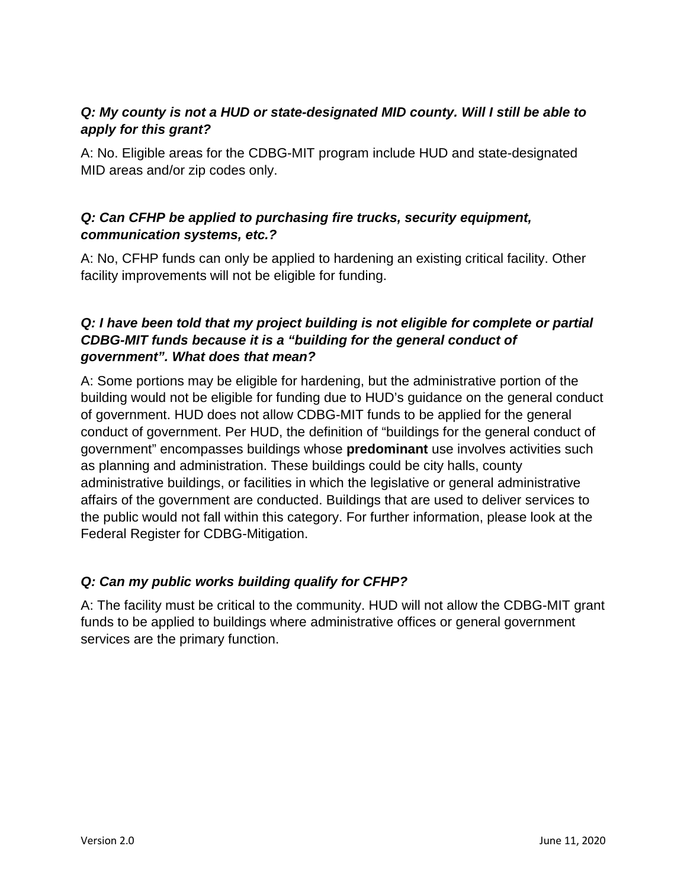***Q: My county is not a HUD or state-designated MID county. Will I still be able to apply for this grant?***

A: No. Eligible areas for the CDBG-MIT program include HUD and state-designated MID areas and/or zip codes only.

***Q: Can CFHP be applied to purchasing fire trucks, security equipment, communication systems, etc.?***

A: No, CFHP funds can only be applied to hardening an existing critical facility. Other facility improvements will not be eligible for funding.

***Q: I have been told that my project building is not eligible for complete or partial CDBG-MIT funds because it is a "building for the general conduct of government". What does that mean?***

A: Some portions may be eligible for hardening, but the administrative portion of the building would not be eligible for funding due to HUD's guidance on the general conduct of government. HUD does not allow CDBG-MIT funds to be applied for the general conduct of government. Per HUD, the definition of "buildings for the general conduct of government" encompasses buildings whose **predominant** use involves activities such as planning and administration. These buildings could be city halls, county administrative buildings, or facilities in which the legislative or general administrative affairs of the government are conducted. Buildings that are used to deliver services to the public would not fall within this category. For further information, please look at the Federal Register for CDBG-Mitigation.

***Q: Can my public works building qualify for CFHP?***

A: The facility must be critical to the community. HUD will not allow the CDBG-MIT grant funds to be applied to buildings where administrative offices or general government services are the primary function.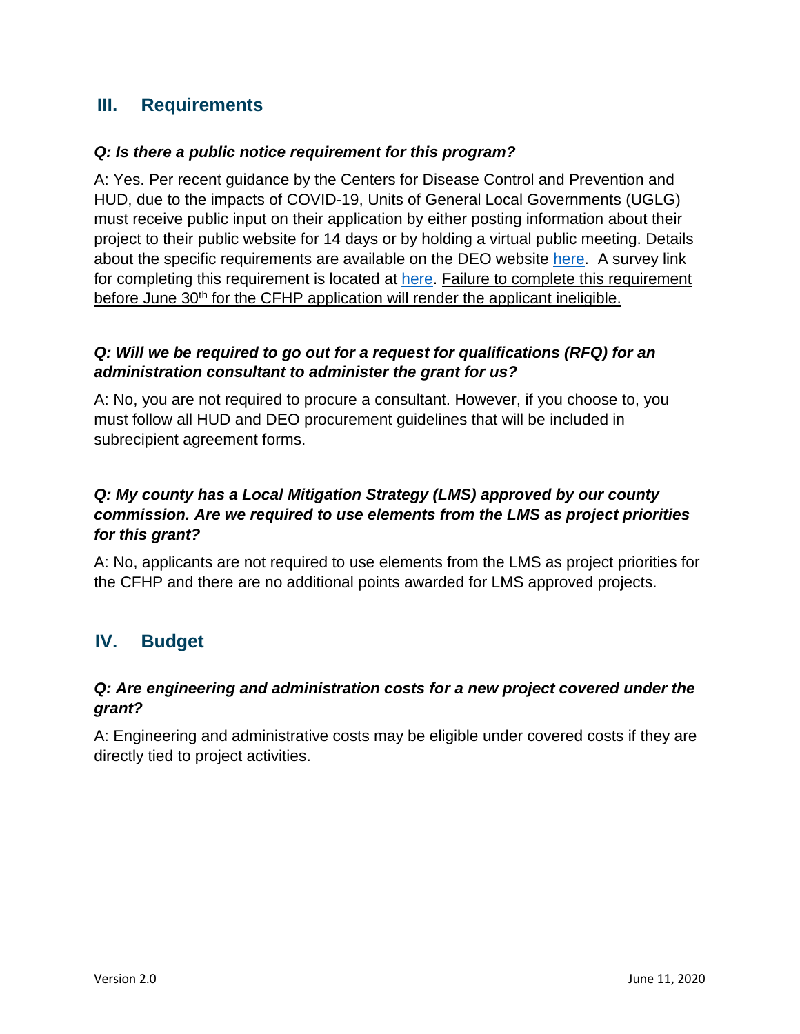## III. Requirements

***Q: Is there a public notice requirement for this program?***

A: Yes. Per recent guidance by the Centers for Disease Control and Prevention and HUD, due to the impacts of COVID-19, Units of General Local Governments (UGLG) must receive public input on their application by either posting information about their project to their public website for 14 days or by holding a virtual public meeting. Details about the specific requirements are available on the DEO website here. A survey link for completing this requirement is located at here. <u>Failure to complete this requirement before June 30th for the CFHP application will render the applicant ineligible.</u>

***Q: Will we be required to go out for a request for qualifications (RFQ) for an administration consultant to administer the grant for us?***

A: No, you are not required to procure a consultant. However, if you choose to, you must follow all HUD and DEO procurement guidelines that will be included in subrecipient agreement forms.

***Q: My county has a Local Mitigation Strategy (LMS) approved by our county commission. Are we required to use elements from the LMS as project priorities for this grant?***

A: No, applicants are not required to use elements from the LMS as project priorities for the CFHP and there are no additional points awarded for LMS approved projects.

## IV. Budget

***Q: Are engineering and administration costs for a new project covered under the grant?***

A: Engineering and administrative costs may be eligible under covered costs if they are directly tied to project activities.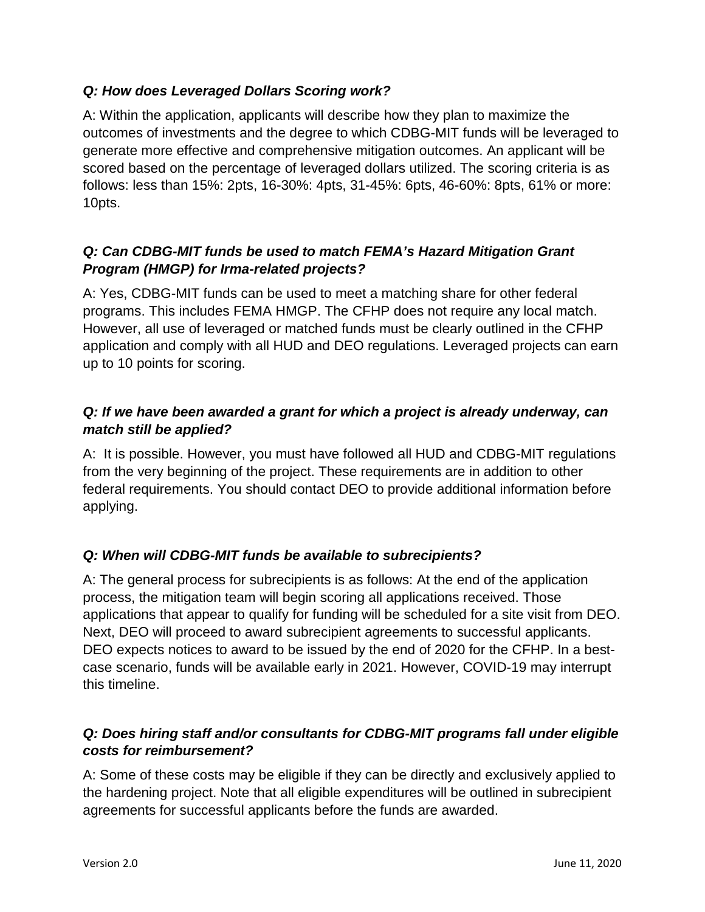***Q: How does Leveraged Dollars Scoring work?***

A: Within the application, applicants will describe how they plan to maximize the outcomes of investments and the degree to which CDBG-MIT funds will be leveraged to generate more effective and comprehensive mitigation outcomes. An applicant will be scored based on the percentage of leveraged dollars utilized. The scoring criteria is as follows: less than 15%: 2pts, 16-30%: 4pts, 31-45%: 6pts, 46-60%: 8pts, 61% or more: 10pts.

***Q: Can CDBG-MIT funds be used to match FEMA's Hazard Mitigation Grant Program (HMGP) for Irma-related projects?***

A: Yes, CDBG-MIT funds can be used to meet a matching share for other federal programs. This includes FEMA HMGP. The CFHP does not require any local match. However, all use of leveraged or matched funds must be clearly outlined in the CFHP application and comply with all HUD and DEO regulations. Leveraged projects can earn up to 10 points for scoring.

***Q: If we have been awarded a grant for which a project is already underway, can match still be applied?***

A: It is possible. However, you must have followed all HUD and CDBG-MIT regulations from the very beginning of the project. These requirements are in addition to other federal requirements. You should contact DEO to provide additional information before applying.

***Q: When will CDBG-MIT funds be available to subrecipients?***

A: The general process for subrecipients is as follows: At the end of the application process, the mitigation team will begin scoring all applications received. Those applications that appear to qualify for funding will be scheduled for a site visit from DEO. Next, DEO will proceed to award subrecipient agreements to successful applicants. DEO expects notices to award to be issued by the end of 2020 for the CFHP. In a best-case scenario, funds will be available early in 2021. However, COVID-19 may interrupt this timeline.

***Q: Does hiring staff and/or consultants for CDBG-MIT programs fall under eligible costs for reimbursement?***

A: Some of these costs may be eligible if they can be directly and exclusively applied to the hardening project. Note that all eligible expenditures will be outlined in subrecipient agreements for successful applicants before the funds are awarded.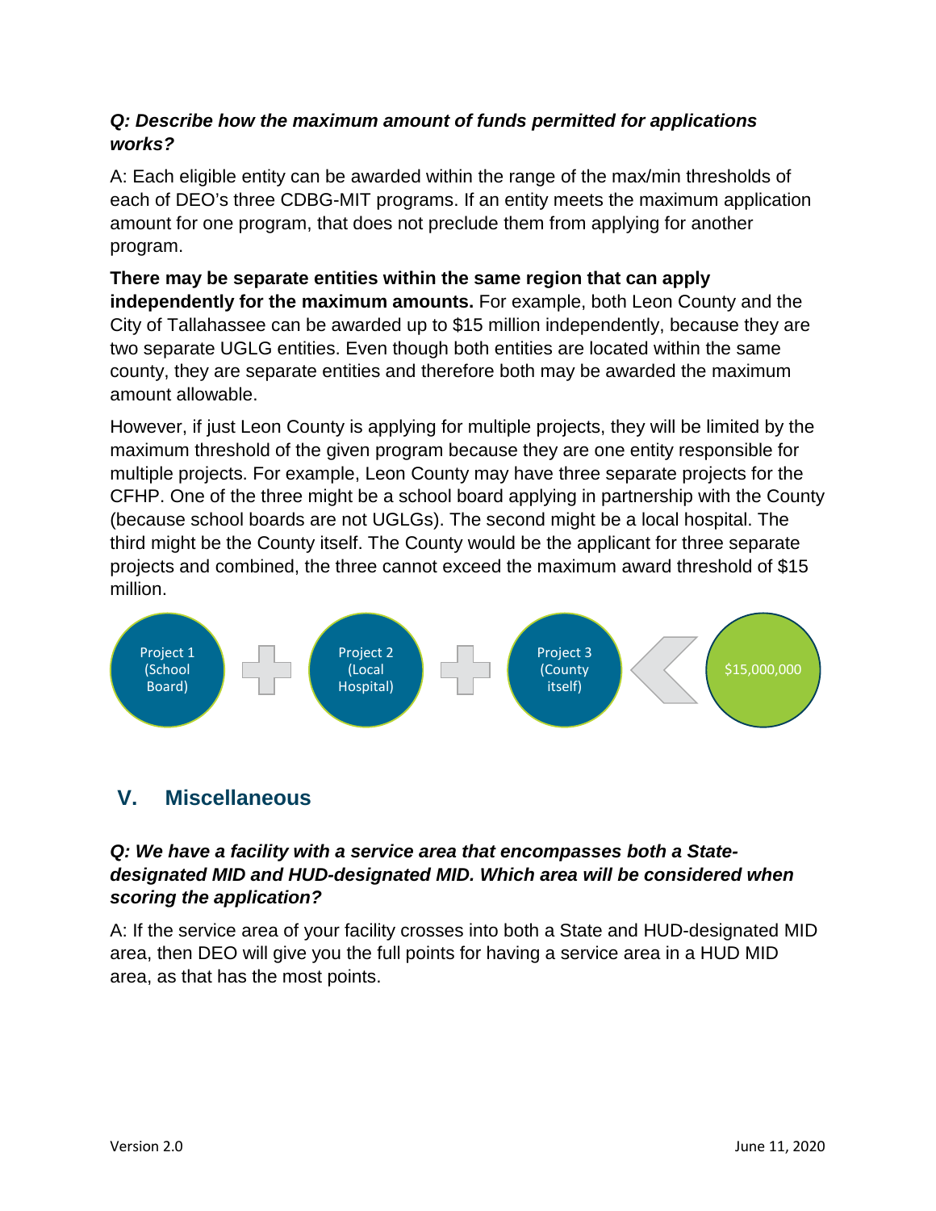***Q: Describe how the maximum amount of funds permitted for applications works?***

A: Each eligible entity can be awarded within the range of the max/min thresholds of each of DEO's three CDBG-MIT programs. If an entity meets the maximum application amount for one program, that does not preclude them from applying for another program.

**There may be separate entities within the same region that can apply independently for the maximum amounts.** For example, both Leon County and the City of Tallahassee can be awarded up to $15 million independently, because they are two separate UGLG entities. Even though both entities are located within the same county, they are separate entities and therefore both may be awarded the maximum amount allowable.

However, if just Leon County is applying for multiple projects, they will be limited by the maximum threshold of the given program because they are one entity responsible for multiple projects. For example, Leon County may have three separate projects for the CFHP. One of the three might be a school board applying in partnership with the County (because school boards are not UGLGs). The second might be a local hospital. The third might be the County itself. The County would be the applicant for three separate projects and combined, the three cannot exceed the maximum award threshold of $15 million.

Project 1 (School Board) + Project 2 (Local Hospital) + Project 3 (County itself) < $15,000,000

## V. Miscellaneous

***Q: We have a facility with a service area that encompasses both a State-designated MID and HUD-designated MID. Which area will be considered when scoring the application?***

A: If the service area of your facility crosses into both a State and HUD-designated MID area, then DEO will give you the full points for having a service area in a HUD MID area, as that has the most points.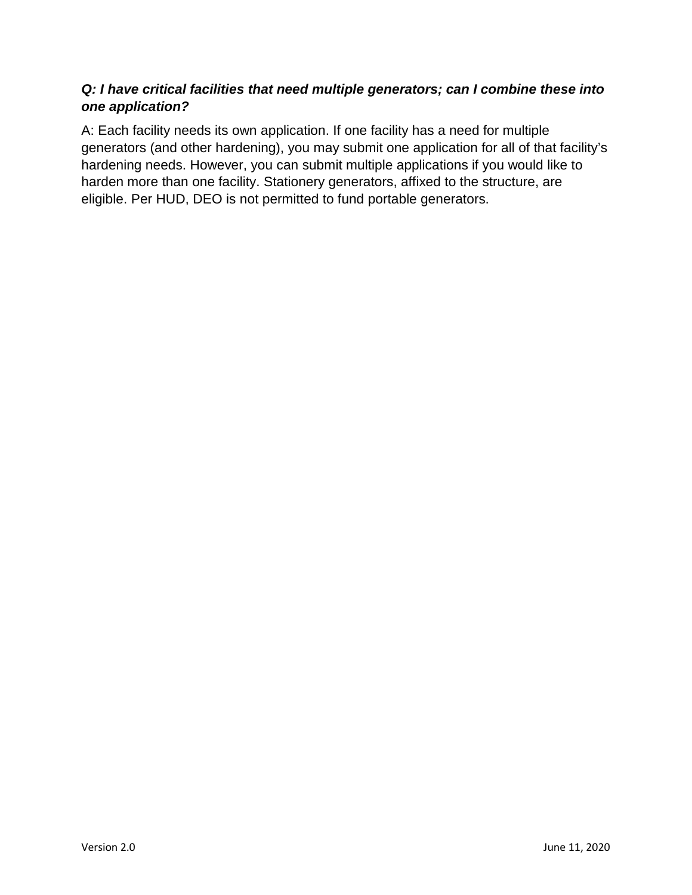***Q: I have critical facilities that need multiple generators; can I combine these into one application?***

A: Each facility needs its own application. If one facility has a need for multiple generators (and other hardening), you may submit one application for all of that facility's hardening needs. However, you can submit multiple applications if you would like to harden more than one facility. Stationery generators, affixed to the structure, are eligible. Per HUD, DEO is not permitted to fund portable generators.